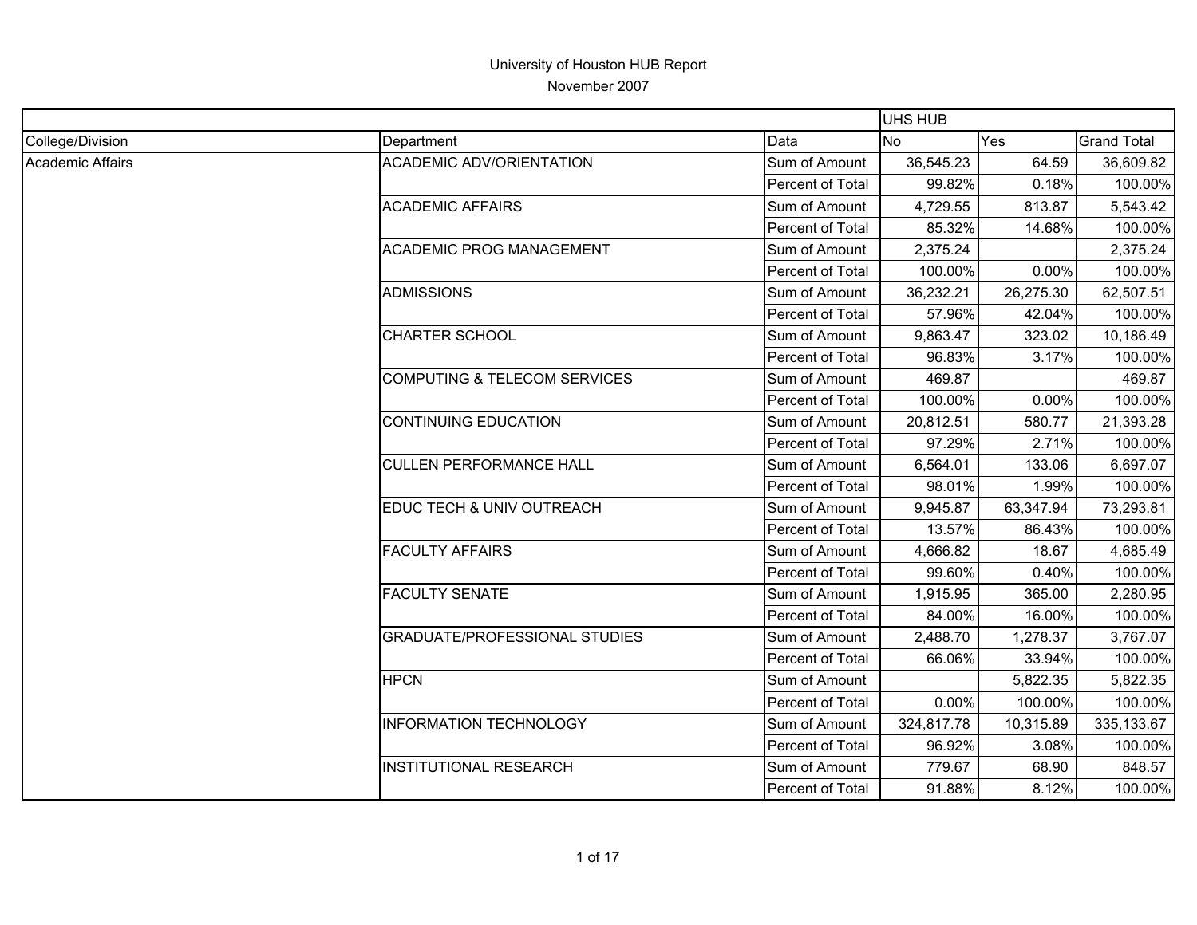University of Houston HUB Report

November 2007

| | | | UHS HUB | | |
|---|---|---|---|---|---|
| College/Division | Department | Data | No | Yes | Grand Total |
| Academic Affairs | ACADEMIC ADV/ORIENTATION | Sum of Amount | 36,545.23 | 64.59 | 36,609.82 |
| | | Percent of Total | 99.82% | 0.18% | 100.00% |
| | ACADEMIC AFFAIRS | Sum of Amount | 4,729.55 | 813.87 | 5,543.42 |
| | | Percent of Total | 85.32% | 14.68% | 100.00% |
| | ACADEMIC PROG MANAGEMENT | Sum of Amount | 2,375.24 | | 2,375.24 |
| | | Percent of Total | 100.00% | 0.00% | 100.00% |
| | ADMISSIONS | Sum of Amount | 36,232.21 | 26,275.30 | 62,507.51 |
| | | Percent of Total | 57.96% | 42.04% | 100.00% |
| | CHARTER SCHOOL | Sum of Amount | 9,863.47 | 323.02 | 10,186.49 |
| | | Percent of Total | 96.83% | 3.17% | 100.00% |
| | COMPUTING & TELECOM SERVICES | Sum of Amount | 469.87 | | 469.87 |
| | | Percent of Total | 100.00% | 0.00% | 100.00% |
| | CONTINUING EDUCATION | Sum of Amount | 20,812.51 | 580.77 | 21,393.28 |
| | | Percent of Total | 97.29% | 2.71% | 100.00% |
| | CULLEN PERFORMANCE HALL | Sum of Amount | 6,564.01 | 133.06 | 6,697.07 |
| | | Percent of Total | 98.01% | 1.99% | 100.00% |
| | EDUC TECH & UNIV OUTREACH | Sum of Amount | 9,945.87 | 63,347.94 | 73,293.81 |
| | | Percent of Total | 13.57% | 86.43% | 100.00% |
| | FACULTY AFFAIRS | Sum of Amount | 4,666.82 | 18.67 | 4,685.49 |
| | | Percent of Total | 99.60% | 0.40% | 100.00% |
| | FACULTY SENATE | Sum of Amount | 1,915.95 | 365.00 | 2,280.95 |
| | | Percent of Total | 84.00% | 16.00% | 100.00% |
| | GRADUATE/PROFESSIONAL STUDIES | Sum of Amount | 2,488.70 | 1,278.37 | 3,767.07 |
| | | Percent of Total | 66.06% | 33.94% | 100.00% |
| | HPCN | Sum of Amount | | 5,822.35 | 5,822.35 |
| | | Percent of Total | 0.00% | 100.00% | 100.00% |
| | INFORMATION TECHNOLOGY | Sum of Amount | 324,817.78 | 10,315.89 | 335,133.67 |
| | | Percent of Total | 96.92% | 3.08% | 100.00% |
| | INSTITUTIONAL RESEARCH | Sum of Amount | 779.67 | 68.90 | 848.57 |
| | | Percent of Total | 91.88% | 8.12% | 100.00% |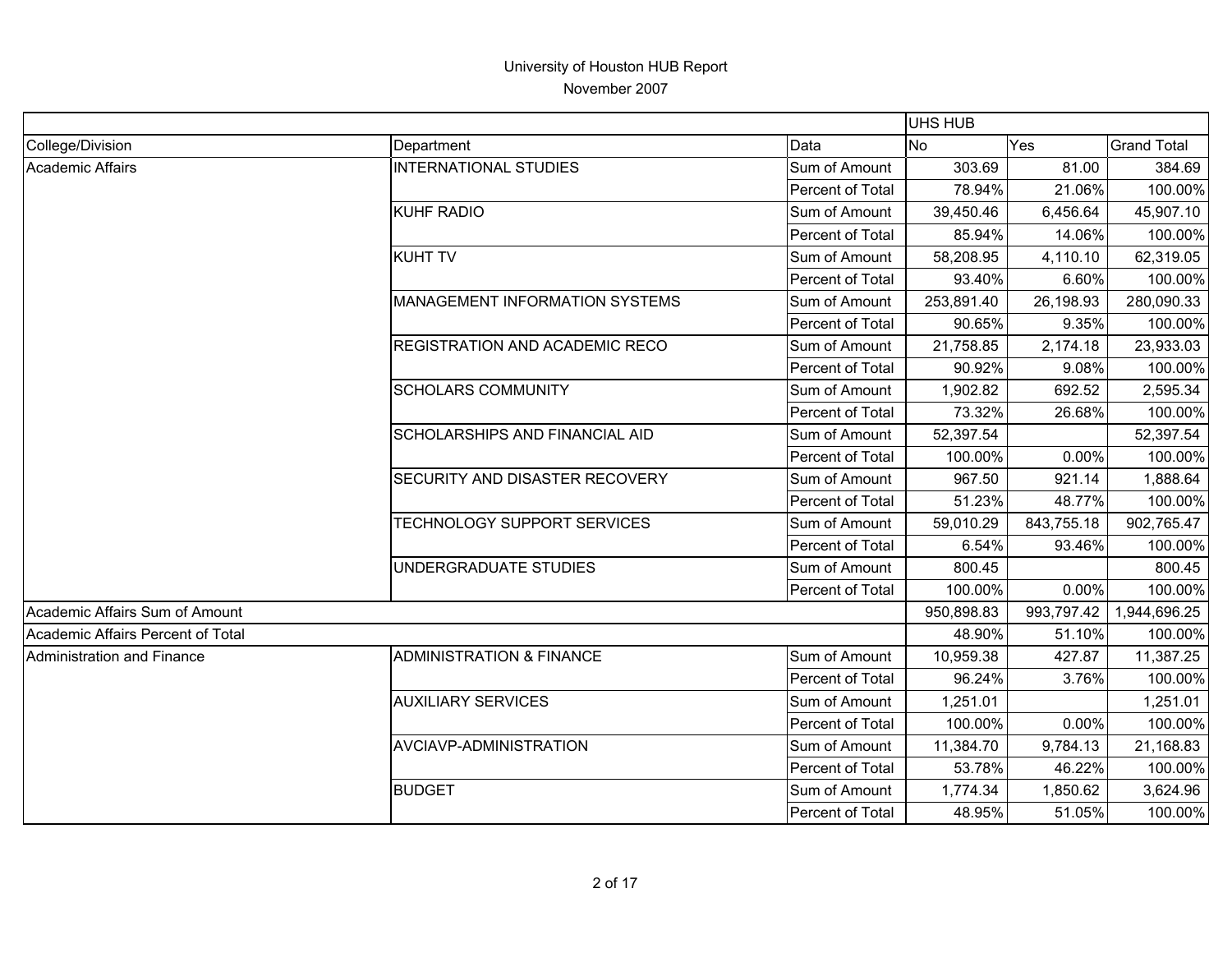University of Houston HUB Report
November 2007

| | | | UHS HUB | | |
|---|---|---|---|---|---|
| College/Division | Department | Data | No | Yes | Grand Total |
| Academic Affairs | INTERNATIONAL STUDIES | Sum of Amount | 303.69 | 81.00 | 384.69 |
| | | Percent of Total | 78.94% | 21.06% | 100.00% |
| | KUHF RADIO | Sum of Amount | 39,450.46 | 6,456.64 | 45,907.10 |
| | | Percent of Total | 85.94% | 14.06% | 100.00% |
| | KUHT TV | Sum of Amount | 58,208.95 | 4,110.10 | 62,319.05 |
| | | Percent of Total | 93.40% | 6.60% | 100.00% |
| | MANAGEMENT INFORMATION SYSTEMS | Sum of Amount | 253,891.40 | 26,198.93 | 280,090.33 |
| | | Percent of Total | 90.65% | 9.35% | 100.00% |
| | REGISTRATION AND ACADEMIC RECO | Sum of Amount | 21,758.85 | 2,174.18 | 23,933.03 |
| | | Percent of Total | 90.92% | 9.08% | 100.00% |
| | SCHOLARS COMMUNITY | Sum of Amount | 1,902.82 | 692.52 | 2,595.34 |
| | | Percent of Total | 73.32% | 26.68% | 100.00% |
| | SCHOLARSHIPS AND FINANCIAL AID | Sum of Amount | 52,397.54 | | 52,397.54 |
| | | Percent of Total | 100.00% | 0.00% | 100.00% |
| | SECURITY AND DISASTER RECOVERY | Sum of Amount | 967.50 | 921.14 | 1,888.64 |
| | | Percent of Total | 51.23% | 48.77% | 100.00% |
| | TECHNOLOGY SUPPORT SERVICES | Sum of Amount | 59,010.29 | 843,755.18 | 902,765.47 |
| | | Percent of Total | 6.54% | 93.46% | 100.00% |
| | UNDERGRADUATE STUDIES | Sum of Amount | 800.45 | | 800.45 |
| | | Percent of Total | 100.00% | 0.00% | 100.00% |
| Academic Affairs Sum of Amount | | | 950,898.83 | 993,797.42 | 1,944,696.25 |
| Academic Affairs Percent of Total | | | 48.90% | 51.10% | 100.00% |
| Administration and Finance | ADMINISTRATION & FINANCE | Sum of Amount | 10,959.38 | 427.87 | 11,387.25 |
| | | Percent of Total | 96.24% | 3.76% | 100.00% |
| | AUXILIARY SERVICES | Sum of Amount | 1,251.01 | | 1,251.01 |
| | | Percent of Total | 100.00% | 0.00% | 100.00% |
| | AVCIAVP-ADMINISTRATION | Sum of Amount | 11,384.70 | 9,784.13 | 21,168.83 |
| | | Percent of Total | 53.78% | 46.22% | 100.00% |
| | BUDGET | Sum of Amount | 1,774.34 | 1,850.62 | 3,624.96 |
| | | Percent of Total | 48.95% | 51.05% | 100.00% |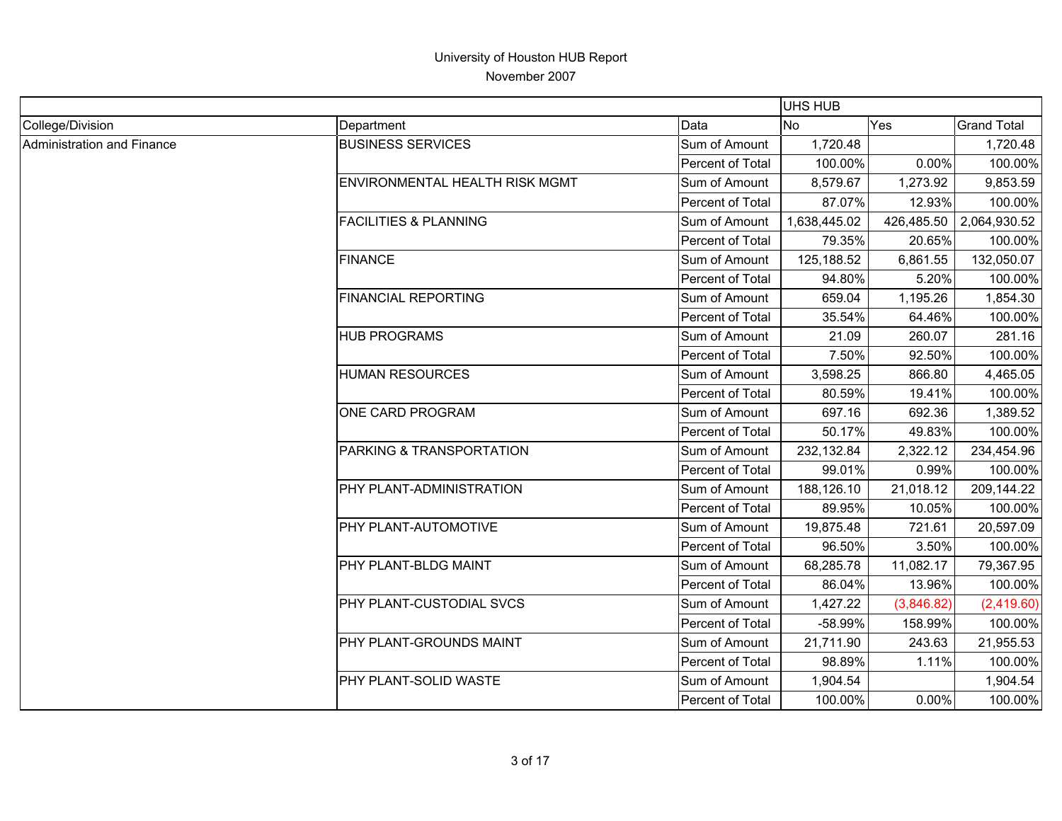University of Houston HUB Report

November 2007

| | | | UHS HUB | | |
|---|---|---|---|---|---|
| College/Division | Department | Data | No | Yes | Grand Total |
| Administration and Finance | BUSINESS SERVICES | Sum of Amount | 1,720.48 | | 1,720.48 |
| | | Percent of Total | 100.00% | 0.00% | 100.00% |
| | ENVIRONMENTAL HEALTH RISK MGMT | Sum of Amount | 8,579.67 | 1,273.92 | 9,853.59 |
| | | Percent of Total | 87.07% | 12.93% | 100.00% |
| | FACILITIES & PLANNING | Sum of Amount | 1,638,445.02 | 426,485.50 | 2,064,930.52 |
| | | Percent of Total | 79.35% | 20.65% | 100.00% |
| | FINANCE | Sum of Amount | 125,188.52 | 6,861.55 | 132,050.07 |
| | | Percent of Total | 94.80% | 5.20% | 100.00% |
| | FINANCIAL REPORTING | Sum of Amount | 659.04 | 1,195.26 | 1,854.30 |
| | | Percent of Total | 35.54% | 64.46% | 100.00% |
| | HUB PROGRAMS | Sum of Amount | 21.09 | 260.07 | 281.16 |
| | | Percent of Total | 7.50% | 92.50% | 100.00% |
| | HUMAN RESOURCES | Sum of Amount | 3,598.25 | 866.80 | 4,465.05 |
| | | Percent of Total | 80.59% | 19.41% | 100.00% |
| | ONE CARD PROGRAM | Sum of Amount | 697.16 | 692.36 | 1,389.52 |
| | | Percent of Total | 50.17% | 49.83% | 100.00% |
| | PARKING & TRANSPORTATION | Sum of Amount | 232,132.84 | 2,322.12 | 234,454.96 |
| | | Percent of Total | 99.01% | 0.99% | 100.00% |
| | PHY PLANT-ADMINISTRATION | Sum of Amount | 188,126.10 | 21,018.12 | 209,144.22 |
| | | Percent of Total | 89.95% | 10.05% | 100.00% |
| | PHY PLANT-AUTOMOTIVE | Sum of Amount | 19,875.48 | 721.61 | 20,597.09 |
| | | Percent of Total | 96.50% | 3.50% | 100.00% |
| | PHY PLANT-BLDG MAINT | Sum of Amount | 68,285.78 | 11,082.17 | 79,367.95 |
| | | Percent of Total | 86.04% | 13.96% | 100.00% |
| | PHY PLANT-CUSTODIAL SVCS | Sum of Amount | 1,427.22 | (3,846.82) | (2,419.60) |
| | | Percent of Total | -58.99% | 158.99% | 100.00% |
| | PHY PLANT-GROUNDS MAINT | Sum of Amount | 21,711.90 | 243.63 | 21,955.53 |
| | | Percent of Total | 98.89% | 1.11% | 100.00% |
| | PHY PLANT-SOLID WASTE | Sum of Amount | 1,904.54 | | 1,904.54 |
| | | Percent of Total | 100.00% | 0.00% | 100.00% |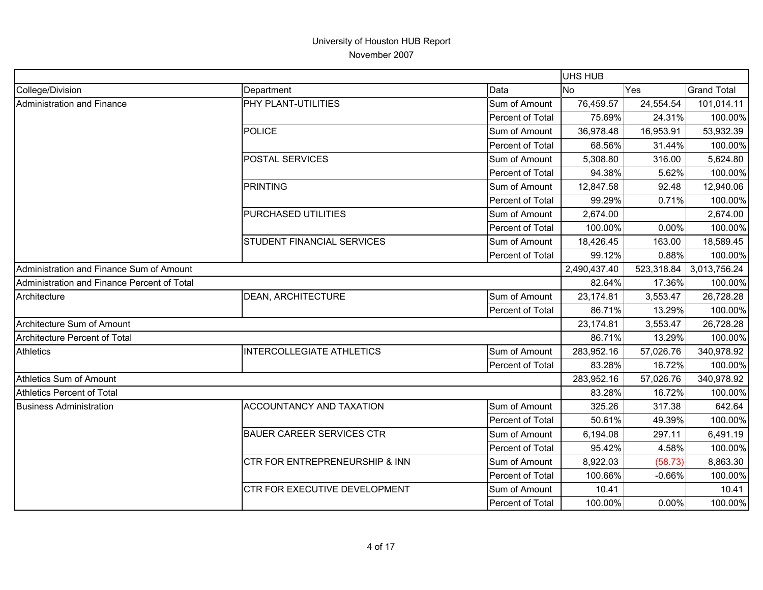# University of Houston HUB Report

November 2007

| | | | UHS HUB | | |
|---|---|---|---|---|---|
| College/Division | Department | Data | No | Yes | Grand Total |
| Administration and Finance | PHY PLANT-UTILITIES | Sum of Amount | 76,459.57 | 24,554.54 | 101,014.11 |
| | | Percent of Total | 75.69% | 24.31% | 100.00% |
| | POLICE | Sum of Amount | 36,978.48 | 16,953.91 | 53,932.39 |
| | | Percent of Total | 68.56% | 31.44% | 100.00% |
| | POSTAL SERVICES | Sum of Amount | 5,308.80 | 316.00 | 5,624.80 |
| | | Percent of Total | 94.38% | 5.62% | 100.00% |
| | PRINTING | Sum of Amount | 12,847.58 | 92.48 | 12,940.06 |
| | | Percent of Total | 99.29% | 0.71% | 100.00% |
| | PURCHASED UTILITIES | Sum of Amount | 2,674.00 | | 2,674.00 |
| | | Percent of Total | 100.00% | 0.00% | 100.00% |
| | STUDENT FINANCIAL SERVICES | Sum of Amount | 18,426.45 | 163.00 | 18,589.45 |
| | | Percent of Total | 99.12% | 0.88% | 100.00% |
| Administration and Finance Sum of Amount | | | 2,490,437.40 | 523,318.84 | 3,013,756.24 |
| Administration and Finance Percent of Total | | | 82.64% | 17.36% | 100.00% |
| Architecture | DEAN, ARCHITECTURE | Sum of Amount | 23,174.81 | 3,553.47 | 26,728.28 |
| | | Percent of Total | 86.71% | 13.29% | 100.00% |
| Architecture Sum of Amount | | | 23,174.81 | 3,553.47 | 26,728.28 |
| Architecture Percent of Total | | | 86.71% | 13.29% | 100.00% |
| Athletics | INTERCOLLEGIATE ATHLETICS | Sum of Amount | 283,952.16 | 57,026.76 | 340,978.92 |
| | | Percent of Total | 83.28% | 16.72% | 100.00% |
| Athletics Sum of Amount | | | 283,952.16 | 57,026.76 | 340,978.92 |
| Athletics Percent of Total | | | 83.28% | 16.72% | 100.00% |
| Business Administration | ACCOUNTANCY AND TAXATION | Sum of Amount | 325.26 | 317.38 | 642.64 |
| | | Percent of Total | 50.61% | 49.39% | 100.00% |
| | BAUER CAREER SERVICES CTR | Sum of Amount | 6,194.08 | 297.11 | 6,491.19 |
| | | Percent of Total | 95.42% | 4.58% | 100.00% |
| | CTR FOR ENTREPRENEURSHIP & INN | Sum of Amount | 8,922.03 | (58.73) | 8,863.30 |
| | | Percent of Total | 100.66% | -0.66% | 100.00% |
| | CTR FOR EXECUTIVE DEVELOPMENT | Sum of Amount | 10.41 | | 10.41 |
| | | Percent of Total | 100.00% | 0.00% | 100.00% |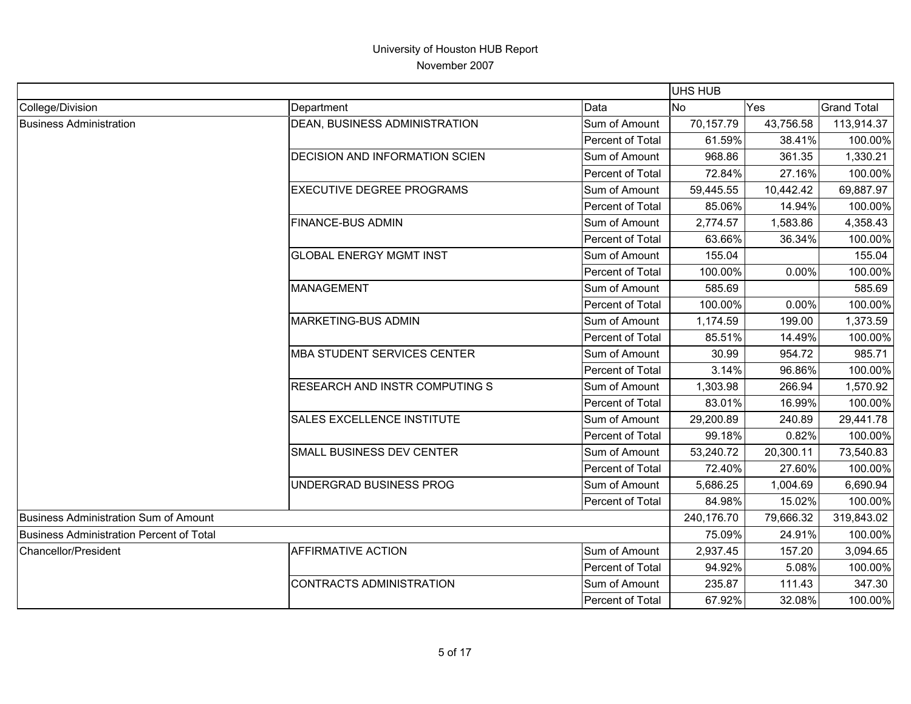# University of Houston HUB Report

November 2007

| | | | UHS HUB | | |
|---|---|---|---|---|---|
| College/Division | Department | Data | No | Yes | Grand Total |
| Business Administration | DEAN, BUSINESS ADMINISTRATION | Sum of Amount | 70,157.79 | 43,756.58 | 113,914.37 |
| | | Percent of Total | 61.59% | 38.41% | 100.00% |
| | DECISION AND INFORMATION SCIEN | Sum of Amount | 968.86 | 361.35 | 1,330.21 |
| | | Percent of Total | 72.84% | 27.16% | 100.00% |
| | EXECUTIVE DEGREE PROGRAMS | Sum of Amount | 59,445.55 | 10,442.42 | 69,887.97 |
| | | Percent of Total | 85.06% | 14.94% | 100.00% |
| | FINANCE-BUS ADMIN | Sum of Amount | 2,774.57 | 1,583.86 | 4,358.43 |
| | | Percent of Total | 63.66% | 36.34% | 100.00% |
| | GLOBAL ENERGY MGMT INST | Sum of Amount | 155.04 | | 155.04 |
| | | Percent of Total | 100.00% | 0.00% | 100.00% |
| | MANAGEMENT | Sum of Amount | 585.69 | | 585.69 |
| | | Percent of Total | 100.00% | 0.00% | 100.00% |
| | MARKETING-BUS ADMIN | Sum of Amount | 1,174.59 | 199.00 | 1,373.59 |
| | | Percent of Total | 85.51% | 14.49% | 100.00% |
| | MBA STUDENT SERVICES CENTER | Sum of Amount | 30.99 | 954.72 | 985.71 |
| | | Percent of Total | 3.14% | 96.86% | 100.00% |
| | RESEARCH AND INSTR COMPUTING S | Sum of Amount | 1,303.98 | 266.94 | 1,570.92 |
| | | Percent of Total | 83.01% | 16.99% | 100.00% |
| | SALES EXCELLENCE INSTITUTE | Sum of Amount | 29,200.89 | 240.89 | 29,441.78 |
| | | Percent of Total | 99.18% | 0.82% | 100.00% |
| | SMALL BUSINESS DEV CENTER | Sum of Amount | 53,240.72 | 20,300.11 | 73,540.83 |
| | | Percent of Total | 72.40% | 27.60% | 100.00% |
| | UNDERGRAD BUSINESS PROG | Sum of Amount | 5,686.25 | 1,004.69 | 6,690.94 |
| | | Percent of Total | 84.98% | 15.02% | 100.00% |
| Business Administration Sum of Amount | | | 240,176.70 | 79,666.32 | 319,843.02 |
| Business Administration Percent of Total | | | 75.09% | 24.91% | 100.00% |
| Chancellor/President | AFFIRMATIVE ACTION | Sum of Amount | 2,937.45 | 157.20 | 3,094.65 |
| | | Percent of Total | 94.92% | 5.08% | 100.00% |
| | CONTRACTS ADMINISTRATION | Sum of Amount | 235.87 | 111.43 | 347.30 |
| | | Percent of Total | 67.92% | 32.08% | 100.00% |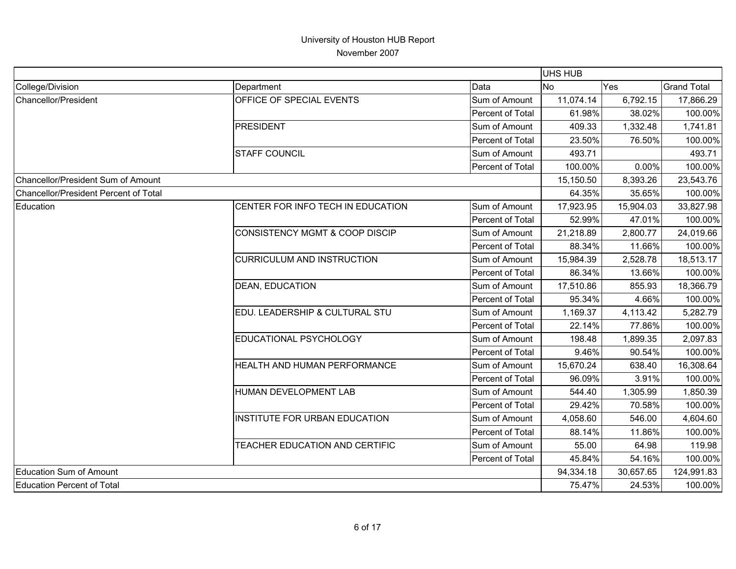# University of Houston HUB Report

November 2007

| | | | UHS HUB | | |
|---|---|---|---|---|---|
| College/Division | Department | Data | No | Yes | Grand Total |
| Chancellor/President | OFFICE OF SPECIAL EVENTS | Sum of Amount | 11,074.14 | 6,792.15 | 17,866.29 |
| | | Percent of Total | 61.98% | 38.02% | 100.00% |
| | PRESIDENT | Sum of Amount | 409.33 | 1,332.48 | 1,741.81 |
| | | Percent of Total | 23.50% | 76.50% | 100.00% |
| | STAFF COUNCIL | Sum of Amount | 493.71 | | 493.71 |
| | | Percent of Total | 100.00% | 0.00% | 100.00% |
| Chancellor/President Sum of Amount | | | 15,150.50 | 8,393.26 | 23,543.76 |
| Chancellor/President Percent of Total | | | 64.35% | 35.65% | 100.00% |
| Education | CENTER FOR INFO TECH IN EDUCATION | Sum of Amount | 17,923.95 | 15,904.03 | 33,827.98 |
| | | Percent of Total | 52.99% | 47.01% | 100.00% |
| | CONSISTENCY MGMT & COOP DISCIP | Sum of Amount | 21,218.89 | 2,800.77 | 24,019.66 |
| | | Percent of Total | 88.34% | 11.66% | 100.00% |
| | CURRICULUM AND INSTRUCTION | Sum of Amount | 15,984.39 | 2,528.78 | 18,513.17 |
| | | Percent of Total | 86.34% | 13.66% | 100.00% |
| | DEAN, EDUCATION | Sum of Amount | 17,510.86 | 855.93 | 18,366.79 |
| | | Percent of Total | 95.34% | 4.66% | 100.00% |
| | EDU. LEADERSHIP & CULTURAL STU | Sum of Amount | 1,169.37 | 4,113.42 | 5,282.79 |
| | | Percent of Total | 22.14% | 77.86% | 100.00% |
| | EDUCATIONAL PSYCHOLOGY | Sum of Amount | 198.48 | 1,899.35 | 2,097.83 |
| | | Percent of Total | 9.46% | 90.54% | 100.00% |
| | HEALTH AND HUMAN PERFORMANCE | Sum of Amount | 15,670.24 | 638.40 | 16,308.64 |
| | | Percent of Total | 96.09% | 3.91% | 100.00% |
| | HUMAN DEVELOPMENT LAB | Sum of Amount | 544.40 | 1,305.99 | 1,850.39 |
| | | Percent of Total | 29.42% | 70.58% | 100.00% |
| | INSTITUTE FOR URBAN EDUCATION | Sum of Amount | 4,058.60 | 546.00 | 4,604.60 |
| | | Percent of Total | 88.14% | 11.86% | 100.00% |
| | TEACHER EDUCATION AND CERTIFIC | Sum of Amount | 55.00 | 64.98 | 119.98 |
| | | Percent of Total | 45.84% | 54.16% | 100.00% |
| Education Sum of Amount | | | 94,334.18 | 30,657.65 | 124,991.83 |
| Education Percent of Total | | | 75.47% | 24.53% | 100.00% |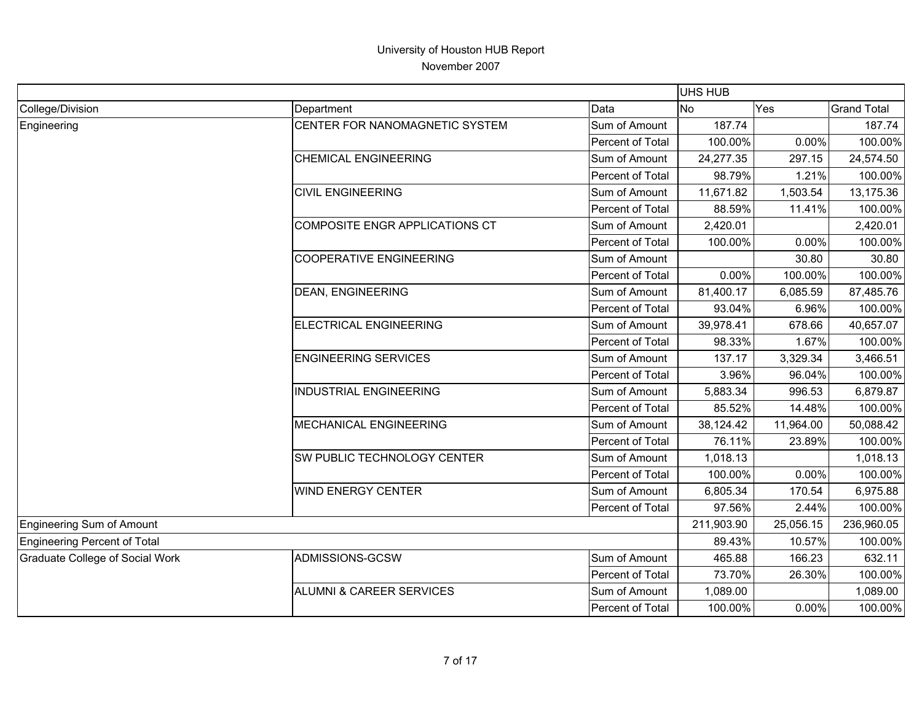# University of Houston HUB Report

November 2007

| | | | UHS HUB | | |
|---|---|---|---|---|---|
| College/Division | Department | Data | No | Yes | Grand Total |
| Engineering | CENTER FOR NANOMAGNETIC SYSTEM | Sum of Amount | 187.74 | | 187.74 |
| | | Percent of Total | 100.00% | 0.00% | 100.00% |
| | CHEMICAL ENGINEERING | Sum of Amount | 24,277.35 | 297.15 | 24,574.50 |
| | | Percent of Total | 98.79% | 1.21% | 100.00% |
| | CIVIL ENGINEERING | Sum of Amount | 11,671.82 | 1,503.54 | 13,175.36 |
| | | Percent of Total | 88.59% | 11.41% | 100.00% |
| | COMPOSITE ENGR APPLICATIONS CT | Sum of Amount | 2,420.01 | | 2,420.01 |
| | | Percent of Total | 100.00% | 0.00% | 100.00% |
| | COOPERATIVE ENGINEERING | Sum of Amount | | 30.80 | 30.80 |
| | | Percent of Total | 0.00% | 100.00% | 100.00% |
| | DEAN, ENGINEERING | Sum of Amount | 81,400.17 | 6,085.59 | 87,485.76 |
| | | Percent of Total | 93.04% | 6.96% | 100.00% |
| | ELECTRICAL ENGINEERING | Sum of Amount | 39,978.41 | 678.66 | 40,657.07 |
| | | Percent of Total | 98.33% | 1.67% | 100.00% |
| | ENGINEERING SERVICES | Sum of Amount | 137.17 | 3,329.34 | 3,466.51 |
| | | Percent of Total | 3.96% | 96.04% | 100.00% |
| | INDUSTRIAL ENGINEERING | Sum of Amount | 5,883.34 | 996.53 | 6,879.87 |
| | | Percent of Total | 85.52% | 14.48% | 100.00% |
| | MECHANICAL ENGINEERING | Sum of Amount | 38,124.42 | 11,964.00 | 50,088.42 |
| | | Percent of Total | 76.11% | 23.89% | 100.00% |
| | SW PUBLIC TECHNOLOGY CENTER | Sum of Amount | 1,018.13 | | 1,018.13 |
| | | Percent of Total | 100.00% | 0.00% | 100.00% |
| | WIND ENERGY CENTER | Sum of Amount | 6,805.34 | 170.54 | 6,975.88 |
| | | Percent of Total | 97.56% | 2.44% | 100.00% |
| Engineering Sum of Amount | | | 211,903.90 | 25,056.15 | 236,960.05 |
| Engineering Percent of Total | | | 89.43% | 10.57% | 100.00% |
| Graduate College of Social Work | ADMISSIONS-GCSW | Sum of Amount | 465.88 | 166.23 | 632.11 |
| | | Percent of Total | 73.70% | 26.30% | 100.00% |
| | ALUMNI & CAREER SERVICES | Sum of Amount | 1,089.00 | | 1,089.00 |
| | | Percent of Total | 100.00% | 0.00% | 100.00% |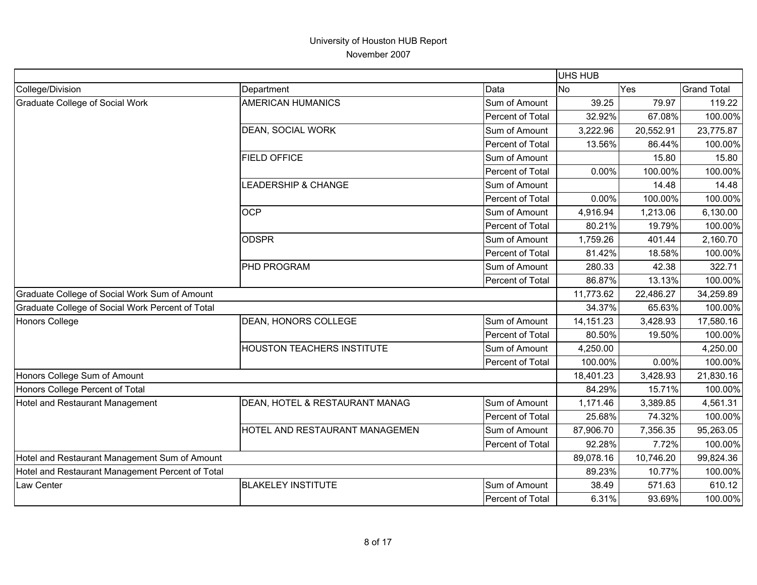University of Houston HUB Report

November 2007

| | | | UHS HUB | | |
|---|---|---|---|---|---|
| College/Division | Department | Data | No | Yes | Grand Total |
| Graduate College of Social Work | AMERICAN HUMANICS | Sum of Amount | 39.25 | 79.97 | 119.22 |
| | | Percent of Total | 32.92% | 67.08% | 100.00% |
| | DEAN, SOCIAL WORK | Sum of Amount | 3,222.96 | 20,552.91 | 23,775.87 |
| | | Percent of Total | 13.56% | 86.44% | 100.00% |
| | FIELD OFFICE | Sum of Amount | | 15.80 | 15.80 |
| | | Percent of Total | 0.00% | 100.00% | 100.00% |
| | LEADERSHIP & CHANGE | Sum of Amount | | 14.48 | 14.48 |
| | | Percent of Total | 0.00% | 100.00% | 100.00% |
| | OCP | Sum of Amount | 4,916.94 | 1,213.06 | 6,130.00 |
| | | Percent of Total | 80.21% | 19.79% | 100.00% |
| | ODSPR | Sum of Amount | 1,759.26 | 401.44 | 2,160.70 |
| | | Percent of Total | 81.42% | 18.58% | 100.00% |
| | PHD PROGRAM | Sum of Amount | 280.33 | 42.38 | 322.71 |
| | | Percent of Total | 86.87% | 13.13% | 100.00% |
| Graduate College of Social Work Sum of Amount | | | 11,773.62 | 22,486.27 | 34,259.89 |
| Graduate College of Social Work Percent of Total | | | 34.37% | 65.63% | 100.00% |
| Honors College | DEAN, HONORS COLLEGE | Sum of Amount | 14,151.23 | 3,428.93 | 17,580.16 |
| | | Percent of Total | 80.50% | 19.50% | 100.00% |
| | HOUSTON TEACHERS INSTITUTE | Sum of Amount | 4,250.00 | | 4,250.00 |
| | | Percent of Total | 100.00% | 0.00% | 100.00% |
| Honors College Sum of Amount | | | 18,401.23 | 3,428.93 | 21,830.16 |
| Honors College Percent of Total | | | 84.29% | 15.71% | 100.00% |
| Hotel and Restaurant Management | DEAN, HOTEL & RESTAURANT MANAG | Sum of Amount | 1,171.46 | 3,389.85 | 4,561.31 |
| | | Percent of Total | 25.68% | 74.32% | 100.00% |
| | HOTEL AND RESTAURANT MANAGEMEN | Sum of Amount | 87,906.70 | 7,356.35 | 95,263.05 |
| | | Percent of Total | 92.28% | 7.72% | 100.00% |
| Hotel and Restaurant Management Sum of Amount | | | 89,078.16 | 10,746.20 | 99,824.36 |
| Hotel and Restaurant Management Percent of Total | | | 89.23% | 10.77% | 100.00% |
| Law Center | BLAKELEY INSTITUTE | Sum of Amount | 38.49 | 571.63 | 610.12 |
| | | Percent of Total | 6.31% | 93.69% | 100.00% |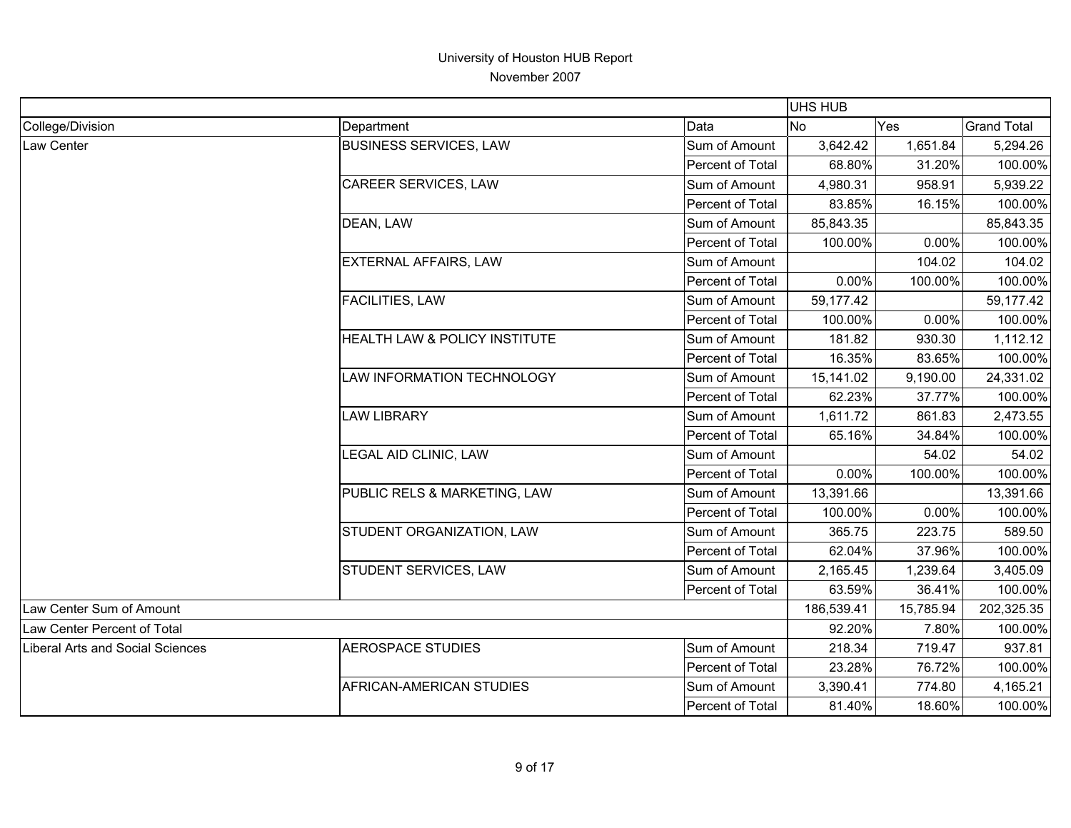University of Houston HUB Report

November 2007

| | | | UHS HUB | | |
|---|---|---|---|---|---|
| College/Division | Department | Data | No | Yes | Grand Total |
| Law Center | BUSINESS SERVICES, LAW | Sum of Amount | 3,642.42 | 1,651.84 | 5,294.26 |
| | | Percent of Total | 68.80% | 31.20% | 100.00% |
| | CAREER SERVICES, LAW | Sum of Amount | 4,980.31 | 958.91 | 5,939.22 |
| | | Percent of Total | 83.85% | 16.15% | 100.00% |
| | DEAN, LAW | Sum of Amount | 85,843.35 | | 85,843.35 |
| | | Percent of Total | 100.00% | 0.00% | 100.00% |
| | EXTERNAL AFFAIRS, LAW | Sum of Amount | | 104.02 | 104.02 |
| | | Percent of Total | 0.00% | 100.00% | 100.00% |
| | FACILITIES, LAW | Sum of Amount | 59,177.42 | | 59,177.42 |
| | | Percent of Total | 100.00% | 0.00% | 100.00% |
| | HEALTH LAW & POLICY INSTITUTE | Sum of Amount | 181.82 | 930.30 | 1,112.12 |
| | | Percent of Total | 16.35% | 83.65% | 100.00% |
| | LAW INFORMATION TECHNOLOGY | Sum of Amount | 15,141.02 | 9,190.00 | 24,331.02 |
| | | Percent of Total | 62.23% | 37.77% | 100.00% |
| | LAW LIBRARY | Sum of Amount | 1,611.72 | 861.83 | 2,473.55 |
| | | Percent of Total | 65.16% | 34.84% | 100.00% |
| | LEGAL AID CLINIC, LAW | Sum of Amount | | 54.02 | 54.02 |
| | | Percent of Total | 0.00% | 100.00% | 100.00% |
| | PUBLIC RELS & MARKETING, LAW | Sum of Amount | 13,391.66 | | 13,391.66 |
| | | Percent of Total | 100.00% | 0.00% | 100.00% |
| | STUDENT ORGANIZATION, LAW | Sum of Amount | 365.75 | 223.75 | 589.50 |
| | | Percent of Total | 62.04% | 37.96% | 100.00% |
| | STUDENT SERVICES, LAW | Sum of Amount | 2,165.45 | 1,239.64 | 3,405.09 |
| | | Percent of Total | 63.59% | 36.41% | 100.00% |
| Law Center Sum of Amount | | | 186,539.41 | 15,785.94 | 202,325.35 |
| Law Center Percent of Total | | | 92.20% | 7.80% | 100.00% |
| Liberal Arts and Social Sciences | AEROSPACE STUDIES | Sum of Amount | 218.34 | 719.47 | 937.81 |
| | | Percent of Total | 23.28% | 76.72% | 100.00% |
| | AFRICAN-AMERICAN STUDIES | Sum of Amount | 3,390.41 | 774.80 | 4,165.21 |
| | | Percent of Total | 81.40% | 18.60% | 100.00% |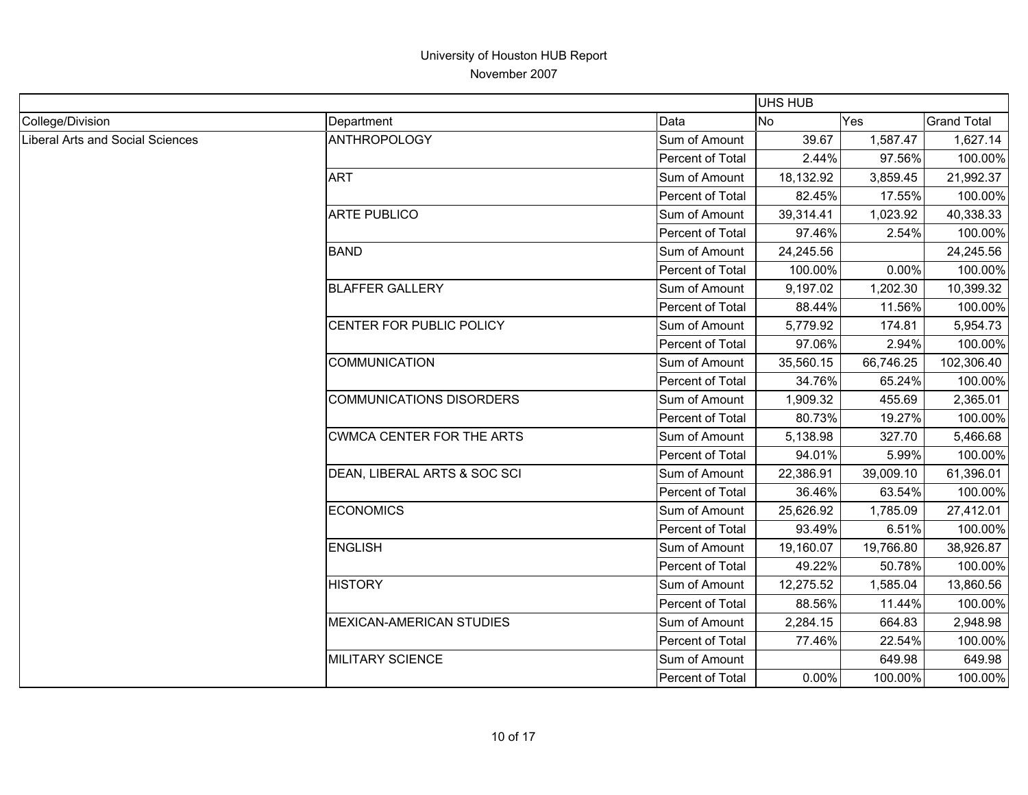University of Houston HUB Report

November 2007

| | | | UHS HUB | | |
|---|---|---|---|---|---|
| College/Division | Department | Data | No | Yes | Grand Total |
| Liberal Arts and Social Sciences | ANTHROPOLOGY | Sum of Amount | 39.67 | 1,587.47 | 1,627.14 |
| | | Percent of Total | 2.44% | 97.56% | 100.00% |
| | ART | Sum of Amount | 18,132.92 | 3,859.45 | 21,992.37 |
| | | Percent of Total | 82.45% | 17.55% | 100.00% |
| | ARTE PUBLICO | Sum of Amount | 39,314.41 | 1,023.92 | 40,338.33 |
| | | Percent of Total | 97.46% | 2.54% | 100.00% |
| | BAND | Sum of Amount | 24,245.56 | | 24,245.56 |
| | | Percent of Total | 100.00% | 0.00% | 100.00% |
| | BLAFFER GALLERY | Sum of Amount | 9,197.02 | 1,202.30 | 10,399.32 |
| | | Percent of Total | 88.44% | 11.56% | 100.00% |
| | CENTER FOR PUBLIC POLICY | Sum of Amount | 5,779.92 | 174.81 | 5,954.73 |
| | | Percent of Total | 97.06% | 2.94% | 100.00% |
| | COMMUNICATION | Sum of Amount | 35,560.15 | 66,746.25 | 102,306.40 |
| | | Percent of Total | 34.76% | 65.24% | 100.00% |
| | COMMUNICATIONS DISORDERS | Sum of Amount | 1,909.32 | 455.69 | 2,365.01 |
| | | Percent of Total | 80.73% | 19.27% | 100.00% |
| | CWMCA CENTER FOR THE ARTS | Sum of Amount | 5,138.98 | 327.70 | 5,466.68 |
| | | Percent of Total | 94.01% | 5.99% | 100.00% |
| | DEAN, LIBERAL ARTS & SOC SCI | Sum of Amount | 22,386.91 | 39,009.10 | 61,396.01 |
| | | Percent of Total | 36.46% | 63.54% | 100.00% |
| | ECONOMICS | Sum of Amount | 25,626.92 | 1,785.09 | 27,412.01 |
| | | Percent of Total | 93.49% | 6.51% | 100.00% |
| | ENGLISH | Sum of Amount | 19,160.07 | 19,766.80 | 38,926.87 |
| | | Percent of Total | 49.22% | 50.78% | 100.00% |
| | HISTORY | Sum of Amount | 12,275.52 | 1,585.04 | 13,860.56 |
| | | Percent of Total | 88.56% | 11.44% | 100.00% |
| | MEXICAN-AMERICAN STUDIES | Sum of Amount | 2,284.15 | 664.83 | 2,948.98 |
| | | Percent of Total | 77.46% | 22.54% | 100.00% |
| | MILITARY SCIENCE | Sum of Amount | | 649.98 | 649.98 |
| | | Percent of Total | 0.00% | 100.00% | 100.00% |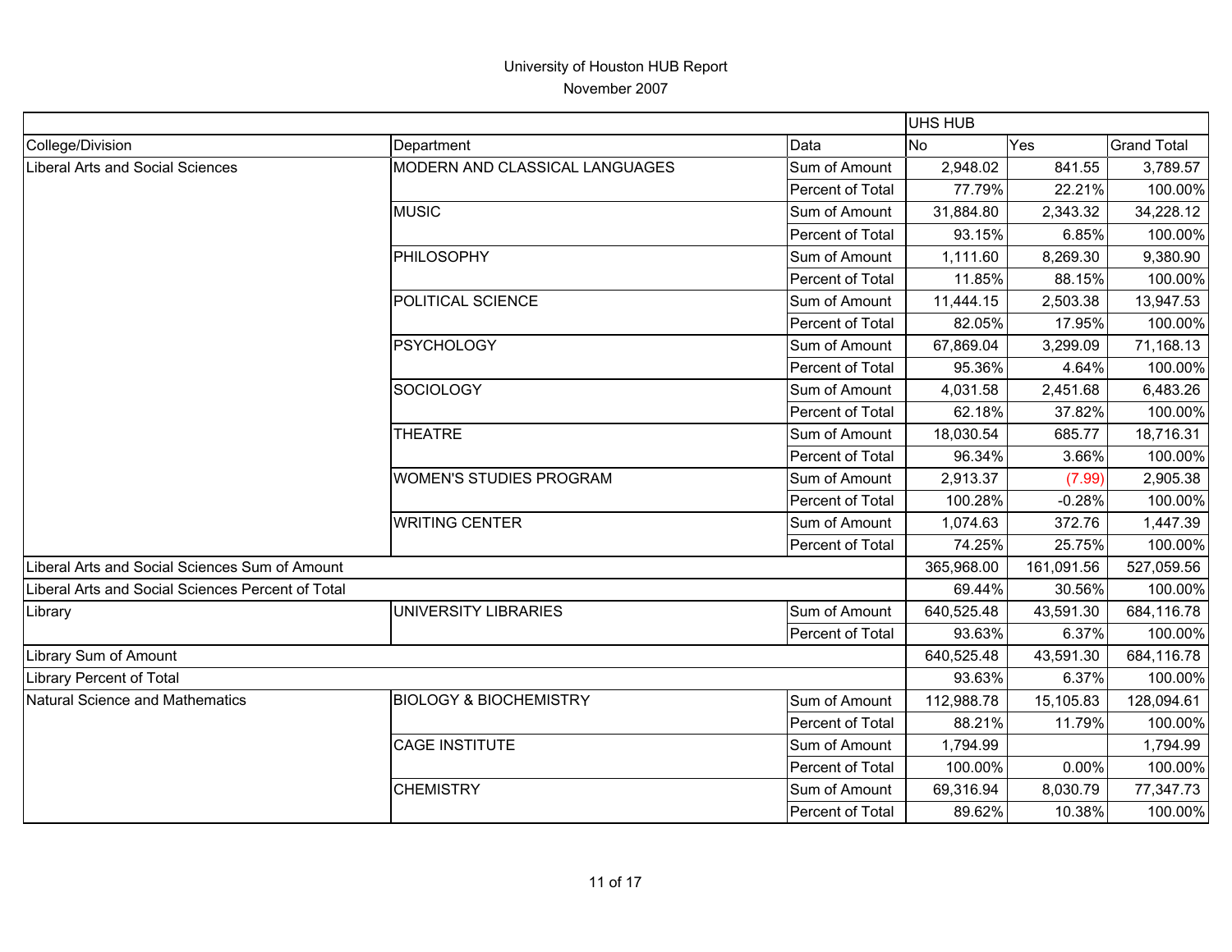# University of Houston HUB Report

November 2007

| | | | UHS HUB | | |
|---|---|---|---|---|---|
| College/Division | Department | Data | No | Yes | Grand Total |
| Liberal Arts and Social Sciences | MODERN AND CLASSICAL LANGUAGES | Sum of Amount | 2,948.02 | 841.55 | 3,789.57 |
| | | Percent of Total | 77.79% | 22.21% | 100.00% |
| | MUSIC | Sum of Amount | 31,884.80 | 2,343.32 | 34,228.12 |
| | | Percent of Total | 93.15% | 6.85% | 100.00% |
| | PHILOSOPHY | Sum of Amount | 1,111.60 | 8,269.30 | 9,380.90 |
| | | Percent of Total | 11.85% | 88.15% | 100.00% |
| | POLITICAL SCIENCE | Sum of Amount | 11,444.15 | 2,503.38 | 13,947.53 |
| | | Percent of Total | 82.05% | 17.95% | 100.00% |
| | PSYCHOLOGY | Sum of Amount | 67,869.04 | 3,299.09 | 71,168.13 |
| | | Percent of Total | 95.36% | 4.64% | 100.00% |
| | SOCIOLOGY | Sum of Amount | 4,031.58 | 2,451.68 | 6,483.26 |
| | | Percent of Total | 62.18% | 37.82% | 100.00% |
| | THEATRE | Sum of Amount | 18,030.54 | 685.77 | 18,716.31 |
| | | Percent of Total | 96.34% | 3.66% | 100.00% |
| | WOMEN'S STUDIES PROGRAM | Sum of Amount | 2,913.37 | (7.99) | 2,905.38 |
| | | Percent of Total | 100.28% | -0.28% | 100.00% |
| | WRITING CENTER | Sum of Amount | 1,074.63 | 372.76 | 1,447.39 |
| | | Percent of Total | 74.25% | 25.75% | 100.00% |
| Liberal Arts and Social Sciences Sum of Amount | | | 365,968.00 | 161,091.56 | 527,059.56 |
| Liberal Arts and Social Sciences Percent of Total | | | 69.44% | 30.56% | 100.00% |
| Library | UNIVERSITY LIBRARIES | Sum of Amount | 640,525.48 | 43,591.30 | 684,116.78 |
| | | Percent of Total | 93.63% | 6.37% | 100.00% |
| Library Sum of Amount | | | 640,525.48 | 43,591.30 | 684,116.78 |
| Library Percent of Total | | | 93.63% | 6.37% | 100.00% |
| Natural Science and Mathematics | BIOLOGY & BIOCHEMISTRY | Sum of Amount | 112,988.78 | 15,105.83 | 128,094.61 |
| | | Percent of Total | 88.21% | 11.79% | 100.00% |
| | CAGE INSTITUTE | Sum of Amount | 1,794.99 | | 1,794.99 |
| | | Percent of Total | 100.00% | 0.00% | 100.00% |
| | CHEMISTRY | Sum of Amount | 69,316.94 | 8,030.79 | 77,347.73 |
| | | Percent of Total | 89.62% | 10.38% | 100.00% |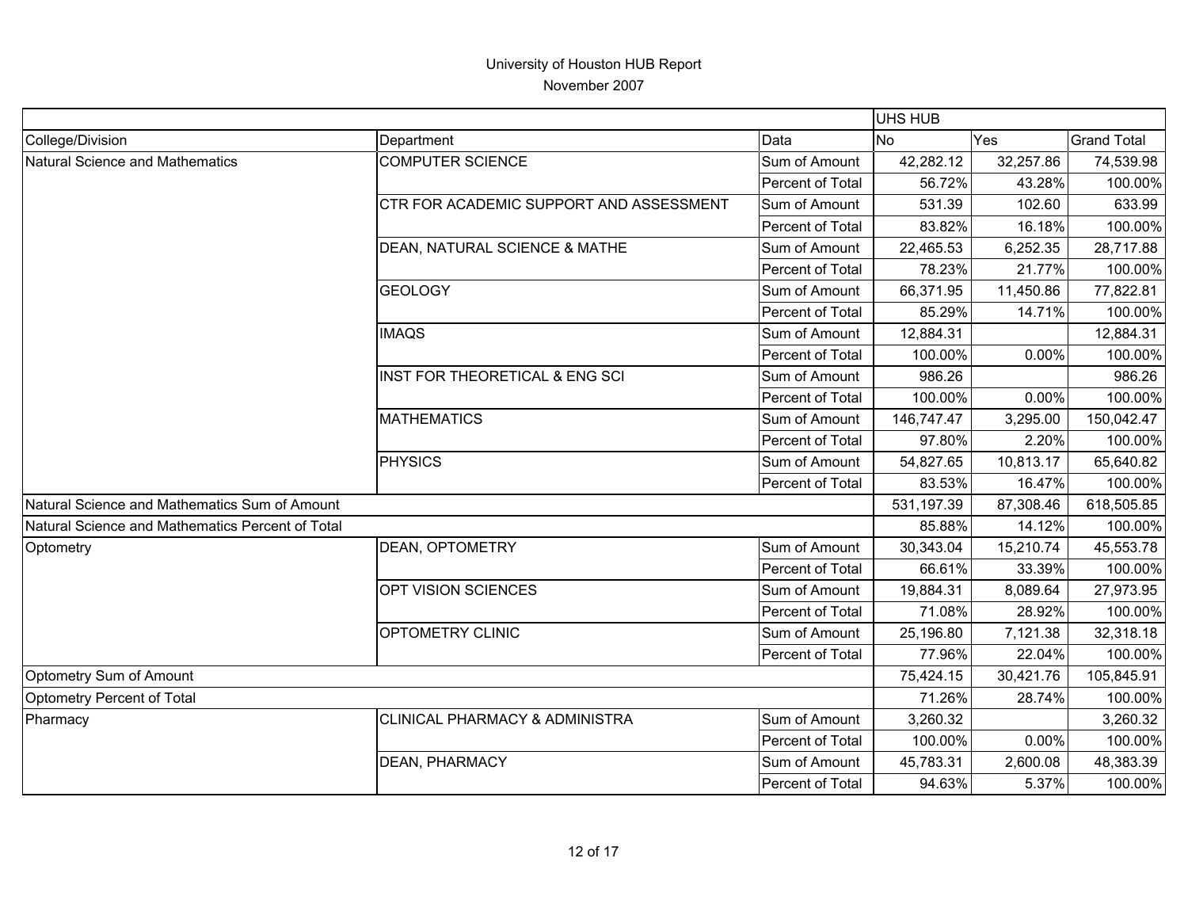University of Houston HUB Report

November 2007

| | | | UHS HUB | | |
|---|---|---|---|---|---|
| College/Division | Department | Data | No | Yes | Grand Total |
| Natural Science and Mathematics | COMPUTER SCIENCE | Sum of Amount | 42,282.12 | 32,257.86 | 74,539.98 |
| | | Percent of Total | 56.72% | 43.28% | 100.00% |
| | CTR FOR ACADEMIC SUPPORT AND ASSESSMENT | Sum of Amount | 531.39 | 102.60 | 633.99 |
| | | Percent of Total | 83.82% | 16.18% | 100.00% |
| | DEAN, NATURAL SCIENCE & MATHE | Sum of Amount | 22,465.53 | 6,252.35 | 28,717.88 |
| | | Percent of Total | 78.23% | 21.77% | 100.00% |
| | GEOLOGY | Sum of Amount | 66,371.95 | 11,450.86 | 77,822.81 |
| | | Percent of Total | 85.29% | 14.71% | 100.00% |
| | IMAQS | Sum of Amount | 12,884.31 | | 12,884.31 |
| | | Percent of Total | 100.00% | 0.00% | 100.00% |
| | INST FOR THEORETICAL & ENG SCI | Sum of Amount | 986.26 | | 986.26 |
| | | Percent of Total | 100.00% | 0.00% | 100.00% |
| | MATHEMATICS | Sum of Amount | 146,747.47 | 3,295.00 | 150,042.47 |
| | | Percent of Total | 97.80% | 2.20% | 100.00% |
| | PHYSICS | Sum of Amount | 54,827.65 | 10,813.17 | 65,640.82 |
| | | Percent of Total | 83.53% | 16.47% | 100.00% |
| Natural Science and Mathematics Sum of Amount | | | 531,197.39 | 87,308.46 | 618,505.85 |
| Natural Science and Mathematics Percent of Total | | | 85.88% | 14.12% | 100.00% |
| Optometry | DEAN, OPTOMETRY | Sum of Amount | 30,343.04 | 15,210.74 | 45,553.78 |
| | | Percent of Total | 66.61% | 33.39% | 100.00% |
| | OPT VISION SCIENCES | Sum of Amount | 19,884.31 | 8,089.64 | 27,973.95 |
| | | Percent of Total | 71.08% | 28.92% | 100.00% |
| | OPTOMETRY CLINIC | Sum of Amount | 25,196.80 | 7,121.38 | 32,318.18 |
| | | Percent of Total | 77.96% | 22.04% | 100.00% |
| Optometry Sum of Amount | | | 75,424.15 | 30,421.76 | 105,845.91 |
| Optometry Percent of Total | | | 71.26% | 28.74% | 100.00% |
| Pharmacy | CLINICAL PHARMACY & ADMINISTRA | Sum of Amount | 3,260.32 | | 3,260.32 |
| | | Percent of Total | 100.00% | 0.00% | 100.00% |
| | DEAN, PHARMACY | Sum of Amount | 45,783.31 | 2,600.08 | 48,383.39 |
| | | Percent of Total | 94.63% | 5.37% | 100.00% |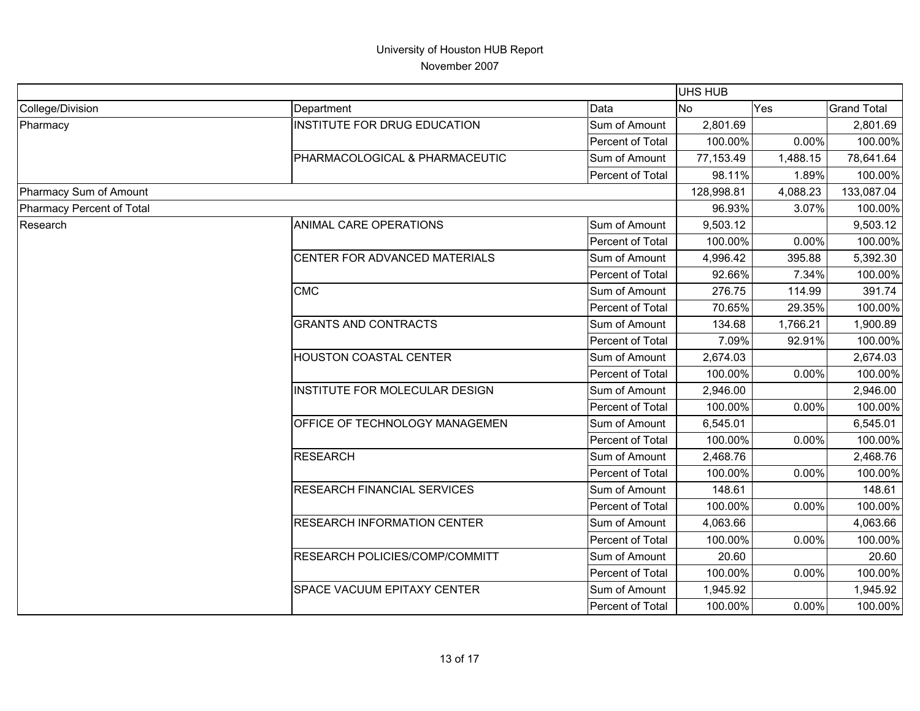# University of Houston HUB Report

November 2007

| | | | UHS HUB | | |
|---|---|---|---|---|---|
| College/Division | Department | Data | No | Yes | Grand Total |
| Pharmacy | INSTITUTE FOR DRUG EDUCATION | Sum of Amount | 2,801.69 | | 2,801.69 |
| | | Percent of Total | 100.00% | 0.00% | 100.00% |
| | PHARMACOLOGICAL & PHARMACEUTIC | Sum of Amount | 77,153.49 | 1,488.15 | 78,641.64 |
| | | Percent of Total | 98.11% | 1.89% | 100.00% |
| Pharmacy Sum of Amount | | | 128,998.81 | 4,088.23 | 133,087.04 |
| Pharmacy Percent of Total | | | 96.93% | 3.07% | 100.00% |
| Research | ANIMAL CARE OPERATIONS | Sum of Amount | 9,503.12 | | 9,503.12 |
| | | Percent of Total | 100.00% | 0.00% | 100.00% |
| | CENTER FOR ADVANCED MATERIALS | Sum of Amount | 4,996.42 | 395.88 | 5,392.30 |
| | | Percent of Total | 92.66% | 7.34% | 100.00% |
| | CMC | Sum of Amount | 276.75 | 114.99 | 391.74 |
| | | Percent of Total | 70.65% | 29.35% | 100.00% |
| | GRANTS AND CONTRACTS | Sum of Amount | 134.68 | 1,766.21 | 1,900.89 |
| | | Percent of Total | 7.09% | 92.91% | 100.00% |
| | HOUSTON COASTAL CENTER | Sum of Amount | 2,674.03 | | 2,674.03 |
| | | Percent of Total | 100.00% | 0.00% | 100.00% |
| | INSTITUTE FOR MOLECULAR DESIGN | Sum of Amount | 2,946.00 | | 2,946.00 |
| | | Percent of Total | 100.00% | 0.00% | 100.00% |
| | OFFICE OF TECHNOLOGY MANAGEMEN | Sum of Amount | 6,545.01 | | 6,545.01 |
| | | Percent of Total | 100.00% | 0.00% | 100.00% |
| | RESEARCH | Sum of Amount | 2,468.76 | | 2,468.76 |
| | | Percent of Total | 100.00% | 0.00% | 100.00% |
| | RESEARCH FINANCIAL SERVICES | Sum of Amount | 148.61 | | 148.61 |
| | | Percent of Total | 100.00% | 0.00% | 100.00% |
| | RESEARCH INFORMATION CENTER | Sum of Amount | 4,063.66 | | 4,063.66 |
| | | Percent of Total | 100.00% | 0.00% | 100.00% |
| | RESEARCH POLICIES/COMP/COMMITT | Sum of Amount | 20.60 | | 20.60 |
| | | Percent of Total | 100.00% | 0.00% | 100.00% |
| | SPACE VACUUM EPITAXY CENTER | Sum of Amount | 1,945.92 | | 1,945.92 |
| | | Percent of Total | 100.00% | 0.00% | 100.00% |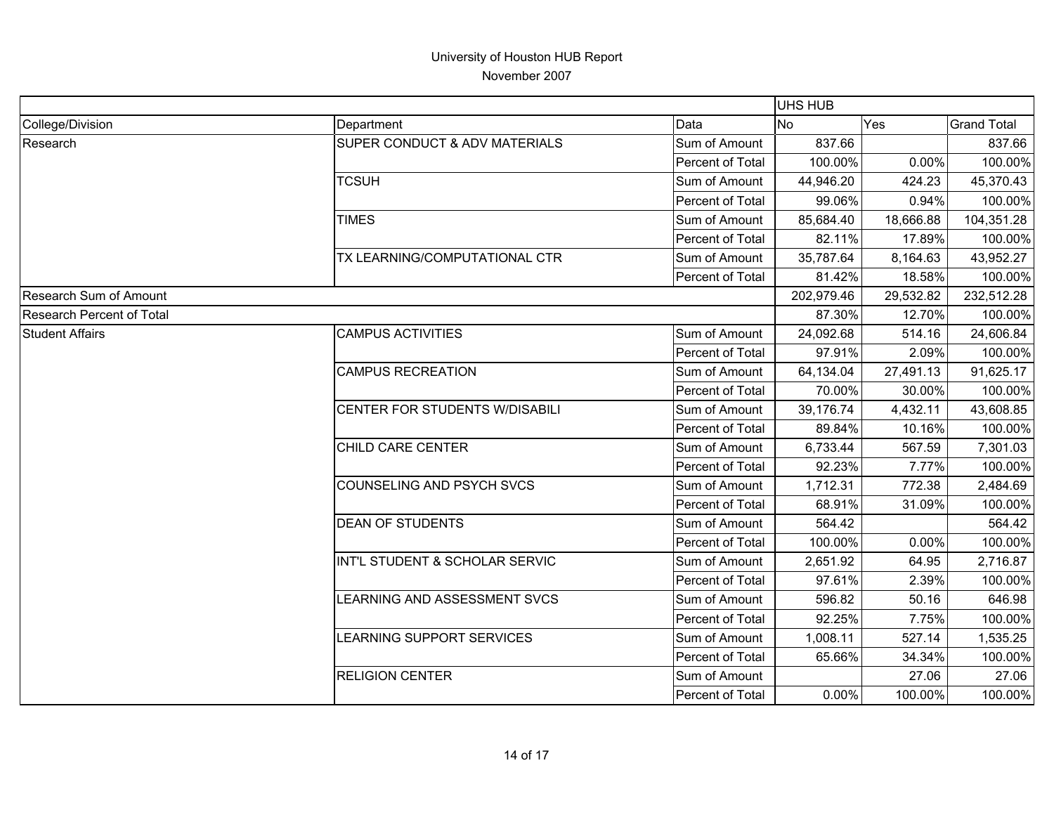University of Houston HUB Report
November 2007

| | | | UHS HUB | | |
|---|---|---|---|---|---|
| College/Division | Department | Data | No | Yes | Grand Total |
| Research | SUPER CONDUCT & ADV MATERIALS | Sum of Amount | 837.66 | | 837.66 |
| | | Percent of Total | 100.00% | 0.00% | 100.00% |
| | TCSUH | Sum of Amount | 44,946.20 | 424.23 | 45,370.43 |
| | | Percent of Total | 99.06% | 0.94% | 100.00% |
| | TIMES | Sum of Amount | 85,684.40 | 18,666.88 | 104,351.28 |
| | | Percent of Total | 82.11% | 17.89% | 100.00% |
| | TX LEARNING/COMPUTATIONAL CTR | Sum of Amount | 35,787.64 | 8,164.63 | 43,952.27 |
| | | Percent of Total | 81.42% | 18.58% | 100.00% |
| Research Sum of Amount | | | 202,979.46 | 29,532.82 | 232,512.28 |
| Research Percent of Total | | | 87.30% | 12.70% | 100.00% |
| Student Affairs | CAMPUS ACTIVITIES | Sum of Amount | 24,092.68 | 514.16 | 24,606.84 |
| | | Percent of Total | 97.91% | 2.09% | 100.00% |
| | CAMPUS RECREATION | Sum of Amount | 64,134.04 | 27,491.13 | 91,625.17 |
| | | Percent of Total | 70.00% | 30.00% | 100.00% |
| | CENTER FOR STUDENTS W/DISABILI | Sum of Amount | 39,176.74 | 4,432.11 | 43,608.85 |
| | | Percent of Total | 89.84% | 10.16% | 100.00% |
| | CHILD CARE CENTER | Sum of Amount | 6,733.44 | 567.59 | 7,301.03 |
| | | Percent of Total | 92.23% | 7.77% | 100.00% |
| | COUNSELING AND PSYCH SVCS | Sum of Amount | 1,712.31 | 772.38 | 2,484.69 |
| | | Percent of Total | 68.91% | 31.09% | 100.00% |
| | DEAN OF STUDENTS | Sum of Amount | 564.42 | | 564.42 |
| | | Percent of Total | 100.00% | 0.00% | 100.00% |
| | INT'L STUDENT & SCHOLAR SERVIC | Sum of Amount | 2,651.92 | 64.95 | 2,716.87 |
| | | Percent of Total | 97.61% | 2.39% | 100.00% |
| | LEARNING AND ASSESSMENT SVCS | Sum of Amount | 596.82 | 50.16 | 646.98 |
| | | Percent of Total | 92.25% | 7.75% | 100.00% |
| | LEARNING SUPPORT SERVICES | Sum of Amount | 1,008.11 | 527.14 | 1,535.25 |
| | | Percent of Total | 65.66% | 34.34% | 100.00% |
| | RELIGION CENTER | Sum of Amount | | 27.06 | 27.06 |
| | | Percent of Total | 0.00% | 100.00% | 100.00% |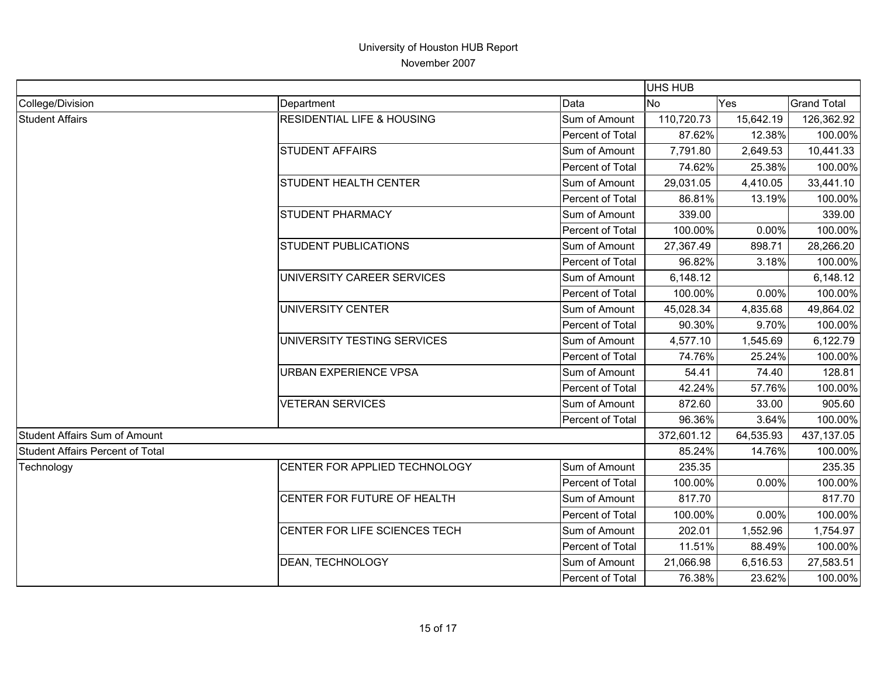# University of Houston HUB Report

November 2007

| | | | UHS HUB | | |
|---|---|---|---|---|---|
| College/Division | Department | Data | No | Yes | Grand Total |
| Student Affairs | RESIDENTIAL LIFE & HOUSING | Sum of Amount | 110,720.73 | 15,642.19 | 126,362.92 |
| | | Percent of Total | 87.62% | 12.38% | 100.00% |
| | STUDENT AFFAIRS | Sum of Amount | 7,791.80 | 2,649.53 | 10,441.33 |
| | | Percent of Total | 74.62% | 25.38% | 100.00% |
| | STUDENT HEALTH CENTER | Sum of Amount | 29,031.05 | 4,410.05 | 33,441.10 |
| | | Percent of Total | 86.81% | 13.19% | 100.00% |
| | STUDENT PHARMACY | Sum of Amount | 339.00 | | 339.00 |
| | | Percent of Total | 100.00% | 0.00% | 100.00% |
| | STUDENT PUBLICATIONS | Sum of Amount | 27,367.49 | 898.71 | 28,266.20 |
| | | Percent of Total | 96.82% | 3.18% | 100.00% |
| | UNIVERSITY CAREER SERVICES | Sum of Amount | 6,148.12 | | 6,148.12 |
| | | Percent of Total | 100.00% | 0.00% | 100.00% |
| | UNIVERSITY CENTER | Sum of Amount | 45,028.34 | 4,835.68 | 49,864.02 |
| | | Percent of Total | 90.30% | 9.70% | 100.00% |
| | UNIVERSITY TESTING SERVICES | Sum of Amount | 4,577.10 | 1,545.69 | 6,122.79 |
| | | Percent of Total | 74.76% | 25.24% | 100.00% |
| | URBAN EXPERIENCE VPSA | Sum of Amount | 54.41 | 74.40 | 128.81 |
| | | Percent of Total | 42.24% | 57.76% | 100.00% |
| | VETERAN SERVICES | Sum of Amount | 872.60 | 33.00 | 905.60 |
| | | Percent of Total | 96.36% | 3.64% | 100.00% |
| Student Affairs Sum of Amount | | | 372,601.12 | 64,535.93 | 437,137.05 |
| Student Affairs Percent of Total | | | 85.24% | 14.76% | 100.00% |
| Technology | CENTER FOR APPLIED TECHNOLOGY | Sum of Amount | 235.35 | | 235.35 |
| | | Percent of Total | 100.00% | 0.00% | 100.00% |
| | CENTER FOR FUTURE OF HEALTH | Sum of Amount | 817.70 | | 817.70 |
| | | Percent of Total | 100.00% | 0.00% | 100.00% |
| | CENTER FOR LIFE SCIENCES TECH | Sum of Amount | 202.01 | 1,552.96 | 1,754.97 |
| | | Percent of Total | 11.51% | 88.49% | 100.00% |
| | DEAN, TECHNOLOGY | Sum of Amount | 21,066.98 | 6,516.53 | 27,583.51 |
| | | Percent of Total | 76.38% | 23.62% | 100.00% |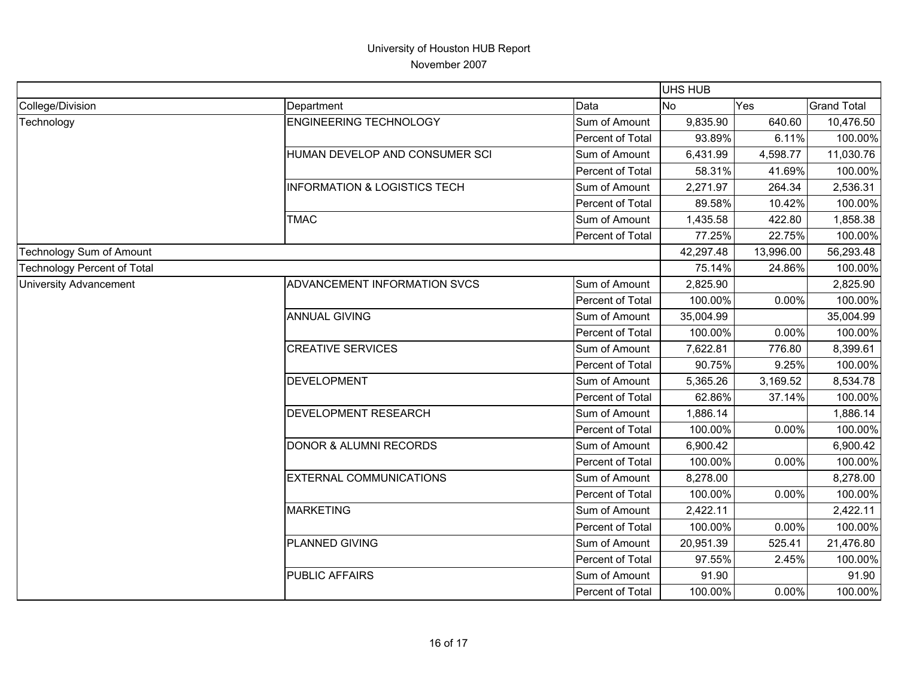University of Houston HUB Report

November 2007

| | | | UHS HUB | | |
|---|---|---|---|---|---|
| College/Division | Department | Data | No | Yes | Grand Total |
| Technology | ENGINEERING TECHNOLOGY | Sum of Amount | 9,835.90 | 640.60 | 10,476.50 |
| | | Percent of Total | 93.89% | 6.11% | 100.00% |
| | HUMAN DEVELOP AND CONSUMER SCI | Sum of Amount | 6,431.99 | 4,598.77 | 11,030.76 |
| | | Percent of Total | 58.31% | 41.69% | 100.00% |
| | INFORMATION & LOGISTICS TECH | Sum of Amount | 2,271.97 | 264.34 | 2,536.31 |
| | | Percent of Total | 89.58% | 10.42% | 100.00% |
| | TMAC | Sum of Amount | 1,435.58 | 422.80 | 1,858.38 |
| | | Percent of Total | 77.25% | 22.75% | 100.00% |
| Technology Sum of Amount | | | 42,297.48 | 13,996.00 | 56,293.48 |
| Technology Percent of Total | | | 75.14% | 24.86% | 100.00% |
| University Advancement | ADVANCEMENT INFORMATION SVCS | Sum of Amount | 2,825.90 | | 2,825.90 |
| | | Percent of Total | 100.00% | 0.00% | 100.00% |
| | ANNUAL GIVING | Sum of Amount | 35,004.99 | | 35,004.99 |
| | | Percent of Total | 100.00% | 0.00% | 100.00% |
| | CREATIVE SERVICES | Sum of Amount | 7,622.81 | 776.80 | 8,399.61 |
| | | Percent of Total | 90.75% | 9.25% | 100.00% |
| | DEVELOPMENT | Sum of Amount | 5,365.26 | 3,169.52 | 8,534.78 |
| | | Percent of Total | 62.86% | 37.14% | 100.00% |
| | DEVELOPMENT RESEARCH | Sum of Amount | 1,886.14 | | 1,886.14 |
| | | Percent of Total | 100.00% | 0.00% | 100.00% |
| | DONOR & ALUMNI RECORDS | Sum of Amount | 6,900.42 | | 6,900.42 |
| | | Percent of Total | 100.00% | 0.00% | 100.00% |
| | EXTERNAL COMMUNICATIONS | Sum of Amount | 8,278.00 | | 8,278.00 |
| | | Percent of Total | 100.00% | 0.00% | 100.00% |
| | MARKETING | Sum of Amount | 2,422.11 | | 2,422.11 |
| | | Percent of Total | 100.00% | 0.00% | 100.00% |
| | PLANNED GIVING | Sum of Amount | 20,951.39 | 525.41 | 21,476.80 |
| | | Percent of Total | 97.55% | 2.45% | 100.00% |
| | PUBLIC AFFAIRS | Sum of Amount | 91.90 | | 91.90 |
| | | Percent of Total | 100.00% | 0.00% | 100.00% |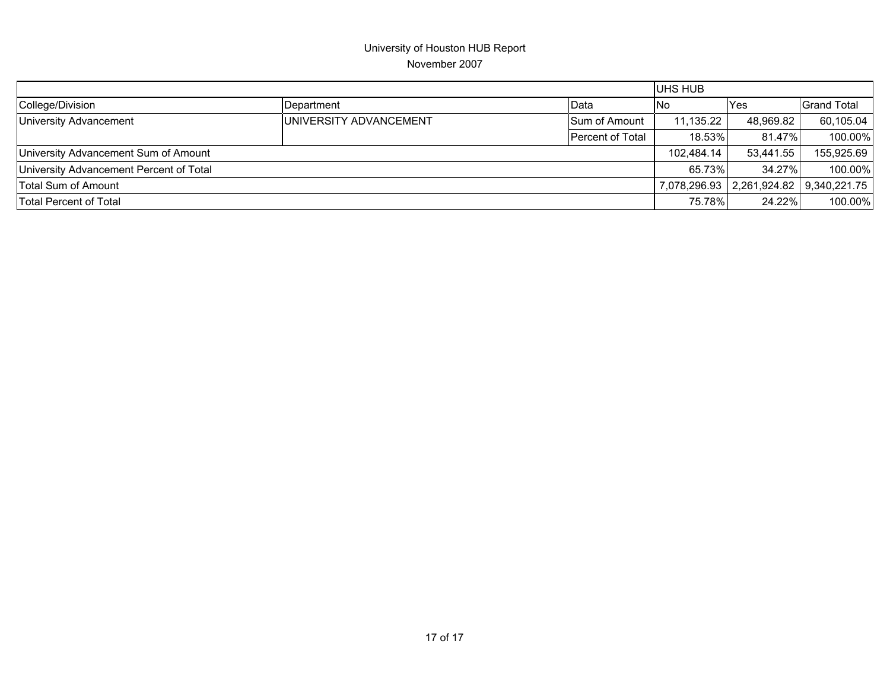University of Houston HUB Report

November 2007

| | | | UHS HUB | | |
|---|---|---|---|---|---|
| College/Division | Department | Data | No | Yes | Grand Total |
| University Advancement | UNIVERSITY ADVANCEMENT | Sum of Amount | 11,135.22 | 48,969.82 | 60,105.04 |
| | | Percent of Total | 18.53% | 81.47% | 100.00% |
| University Advancement Sum of Amount | | | 102,484.14 | 53,441.55 | 155,925.69 |
| University Advancement Percent of Total | | | 65.73% | 34.27% | 100.00% |
| Total Sum of Amount | | | 7,078,296.93 | 2,261,924.82 | 9,340,221.75 |
| Total Percent of Total | | | 75.78% | 24.22% | 100.00% |